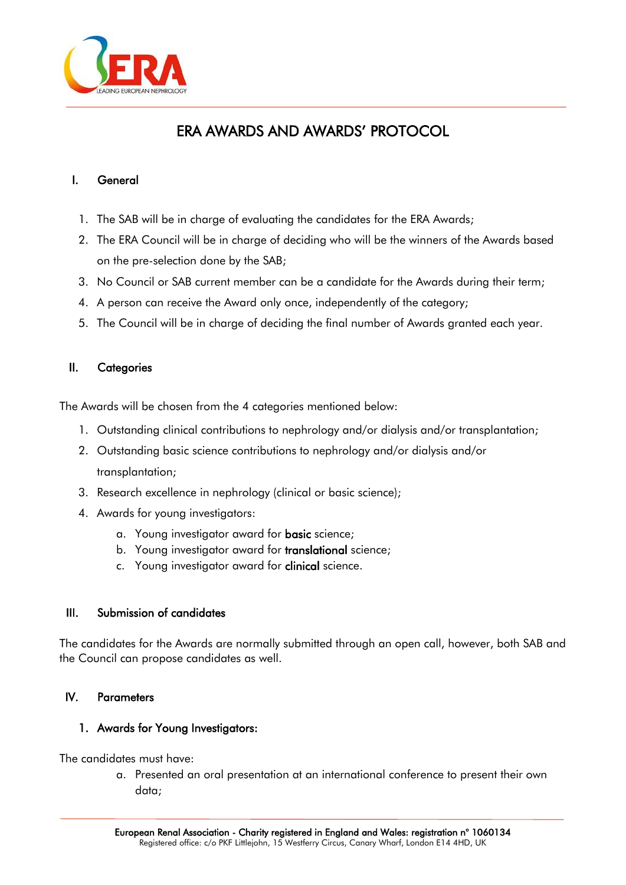# ERA AWARDS AND AWARDS' PROTOCOL

## I. General

1. The SAB will be in charge of evaluating the candidates for the ERA Awards;
2. The ERA Council will be in charge of deciding who will be the winners of the Awards based on the pre-selection done by the SAB;
3. No Council or SAB current member can be a candidate for the Awards during their term;
4. A person can receive the Award only once, independently of the category;
5. The Council will be in charge of deciding the final number of Awards granted each year.

## II. Categories

The Awards will be chosen from the 4 categories mentioned below:

1. Outstanding clinical contributions to nephrology and/or dialysis and/or transplantation;
2. Outstanding basic science contributions to nephrology and/or dialysis and/or transplantation;
3. Research excellence in nephrology (clinical or basic science);
4. Awards for young investigators:
   a. Young investigator award for **basic** science;
   b. Young investigator award for **translational** science;
   c. Young investigator award for **clinical** science.

## III. Submission of candidates

The candidates for the Awards are normally submitted through an open call, however, both SAB and the Council can propose candidates as well.

## IV. Parameters

### 1. Awards for Young Investigators:

The candidates must have:

a. Presented an oral presentation at an international conference to present their own data;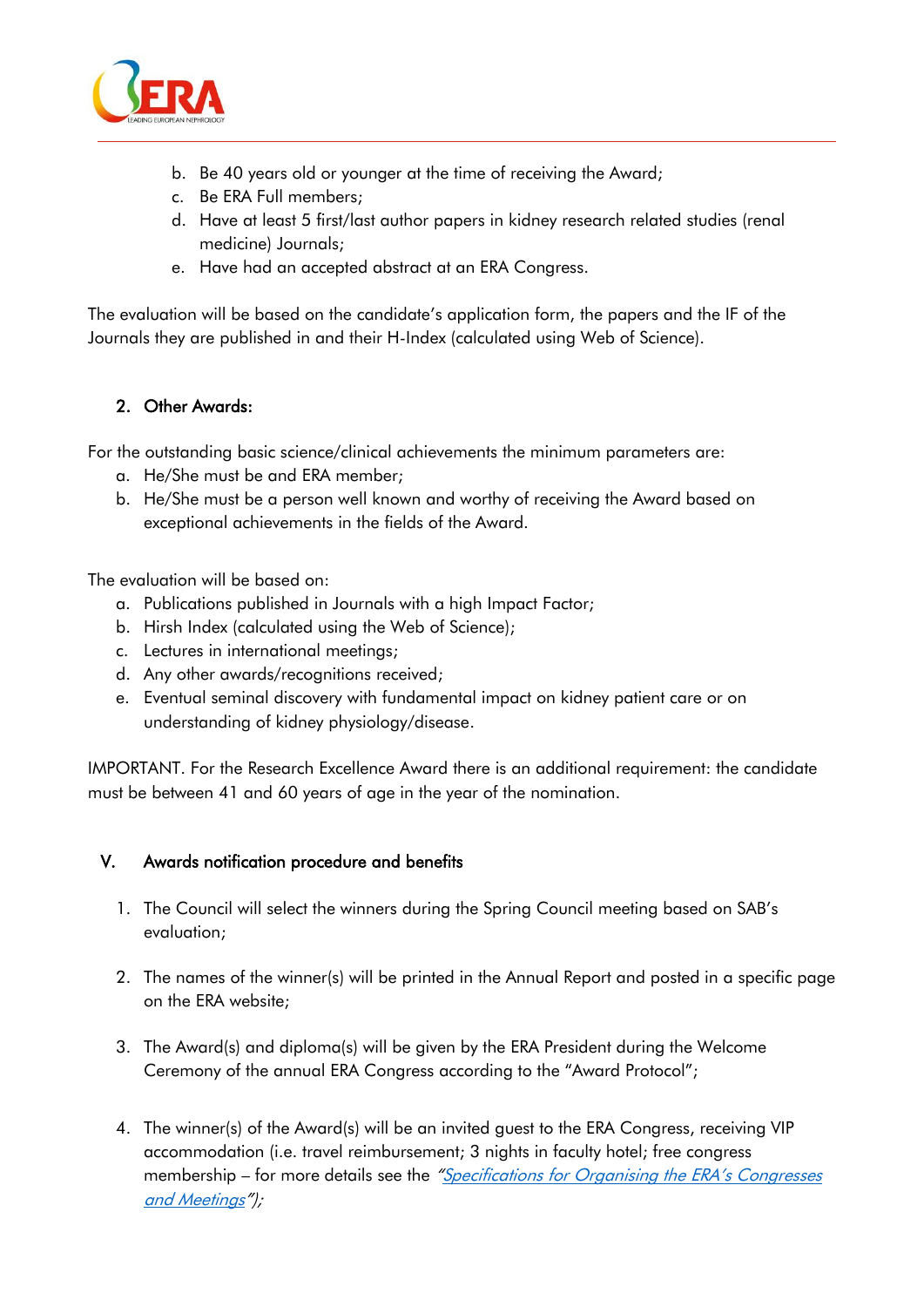b. Be 40 years old or younger at the time of receiving the Award;
c. Be ERA Full members;
d. Have at least 5 first/last author papers in kidney research related studies (renal medicine) Journals;
e. Have had an accepted abstract at an ERA Congress.

The evaluation will be based on the candidate's application form, the papers and the IF of the Journals they are published in and their H-Index (calculated using Web of Science).

2. Other Awards:

For the outstanding basic science/clinical achievements the minimum parameters are:

a. He/She must be and ERA member;
b. He/She must be a person well known and worthy of receiving the Award based on exceptional achievements in the fields of the Award.

The evaluation will be based on:

a. Publications published in Journals with a high Impact Factor;
b. Hirsh Index (calculated using the Web of Science);
c. Lectures in international meetings;
d. Any other awards/recognitions received;
e. Eventual seminal discovery with fundamental impact on kidney patient care or on understanding of kidney physiology/disease.

IMPORTANT. For the Research Excellence Award there is an additional requirement: the candidate must be between 41 and 60 years of age in the year of the nomination.

## V. Awards notification procedure and benefits

1. The Council will select the winners during the Spring Council meeting based on SAB's evaluation;

2. The names of the winner(s) will be printed in the Annual Report and posted in a specific page on the ERA website;

3. The Award(s) and diploma(s) will be given by the ERA President during the Welcome Ceremony of the annual ERA Congress according to the "Award Protocol";

4. The winner(s) of the Award(s) will be an invited guest to the ERA Congress, receiving VIP accommodation (i.e. travel reimbursement; 3 nights in faculty hotel; free congress membership – for more details see the *"Specifications for Organising the ERA's Congresses and Meetings")*;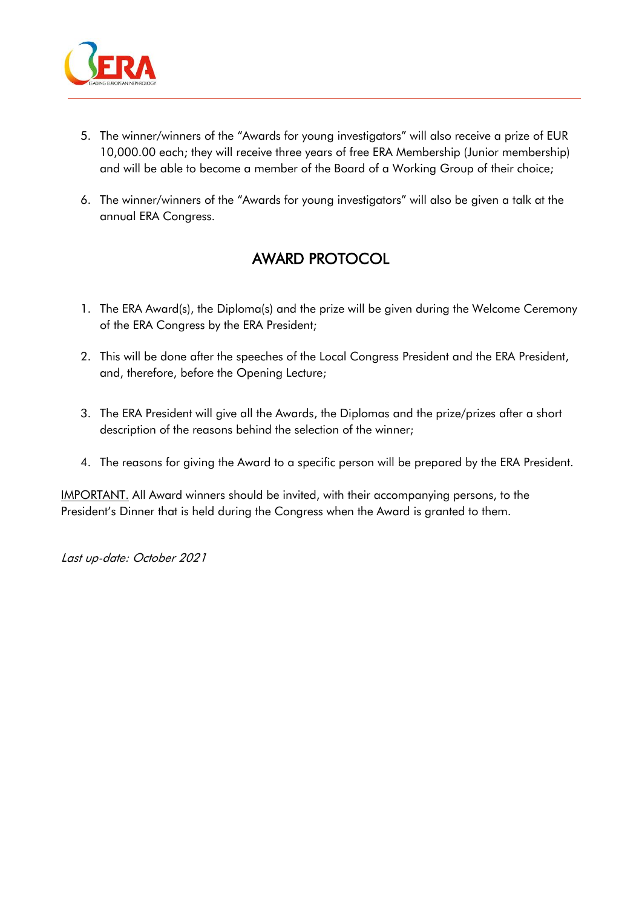5. The winner/winners of the "Awards for young investigators" will also receive a prize of EUR 10,000.00 each; they will receive three years of free ERA Membership (Junior membership) and will be able to become a member of the Board of a Working Group of their choice;

6. The winner/winners of the "Awards for young investigators" will also be given a talk at the annual ERA Congress.

## AWARD PROTOCOL

1. The ERA Award(s), the Diploma(s) and the prize will be given during the Welcome Ceremony of the ERA Congress by the ERA President;

2. This will be done after the speeches of the Local Congress President and the ERA President, and, therefore, before the Opening Lecture;

3. The ERA President will give all the Awards, the Diplomas and the prize/prizes after a short description of the reasons behind the selection of the winner;

4. The reasons for giving the Award to a specific person will be prepared by the ERA President.

<u>IMPORTANT.</u> All Award winners should be invited, with their accompanying persons, to the President's Dinner that is held during the Congress when the Award is granted to them.

*Last up-date: October 2021*